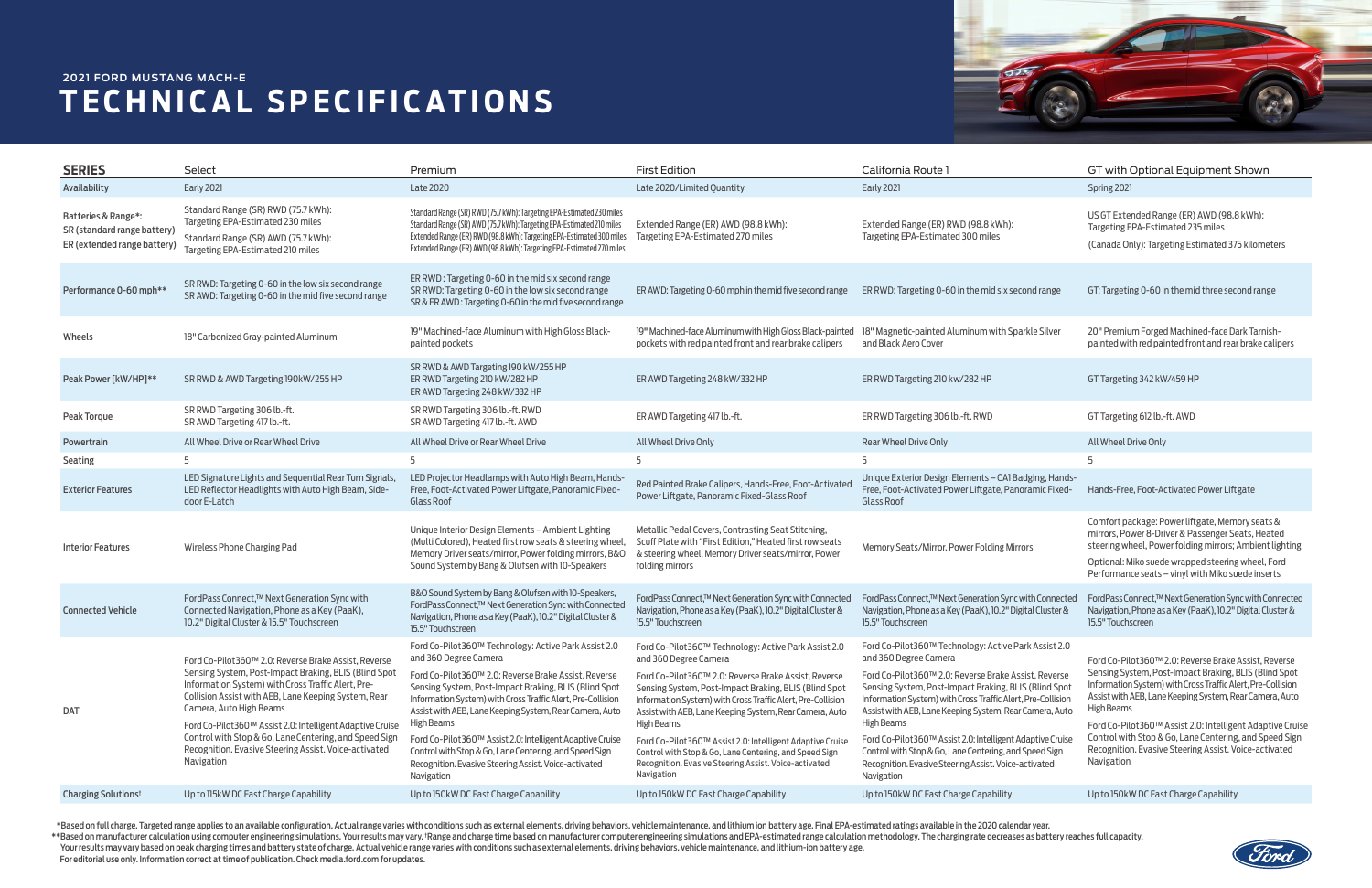## 2021 FORD MUSTANG MACH-E

# TECHNICAL SPECIFICATIONS

| SERIES | Select | Premium | First Edition | California Route 1 | GT with Optional Equipment Shown |
|---|---|---|---|---|---|
| Availability | Early 2021 | Late 2020 | Late 2020/Limited Quantity | Early 2021 | Spring 2021 |
| Batteries & Range*: SR (standard range battery) ER (extended range battery) | Standard Range (SR) RWD (75.7 kWh): Targeting EPA-Estimated 230 miles<br>Standard Range (SR) AWD (75.7 kWh): Targeting EPA-Estimated 210 miles | Standard Range (SR) RWD (75.7 kWh): Targeting EPA-Estimated 230 miles<br>Standard Range (SR) AWD (75.7 kWh): Targeting EPA-Estimated 210 miles<br>Extended Range (ER) RWD (98.8 kWh): Targeting EPA-Estimated 300 miles<br>Extended Range (ER) AWD (98.8 kWh): Targeting EPA-Estimated 270 miles | Extended Range (ER) AWD (98.8 kWh): Targeting EPA-Estimated 270 miles | Extended Range (ER) RWD (98.8 kWh): Targeting EPA-Estimated 300 miles | US GT Extended Range (ER) AWD (98.8 kWh): Targeting EPA-Estimated 235 miles<br>(Canada Only): Targeting Estimated 375 kilometers |
| Performance 0-60 mph** | SR RWD: Targeting 0-60 in the low six second range<br>SR AWD: Targeting 0-60 in the mid five second range | ER RWD : Targeting 0-60 in the mid six second range<br>SR RWD: Targeting 0-60 in the low six second range<br>SR & ER AWD : Targeting 0-60 in the mid five second range | ER AWD: Targeting 0-60 mph in the mid five second range | ER RWD: Targeting 0-60 in the mid six second range | GT: Targeting 0-60 in the mid three second range |
| Wheels | 18" Carbonized Gray-painted Aluminum | 19" Machined-face Aluminum with High Gloss Black-painted pockets | 19" Machined-face Aluminum with High Gloss Black-painted pockets with red painted front and rear brake calipers | 18" Magnetic-painted Aluminum with Sparkle Silver and Black Aero Cover | 20" Premium Forged Machined-face Dark Tarnish-painted with red painted front and rear brake calipers |
| Peak Power [kW/HP]** | SR RWD & AWD Targeting 190kW/255 HP | SR RWD & AWD Targeting 190 kW/255 HP<br>ER RWD Targeting 210 kW/282 HP<br>ER AWD Targeting 248 kW/332 HP | ER AWD Targeting 248 kW/332 HP | ER RWD Targeting 210 kw/282 HP | GT Targeting 342 kW/459 HP |
| Peak Torque | SR RWD Targeting 306 lb.-ft.<br>SR AWD Targeting 417 lb.-ft. | SR RWD Targeting 306 lb.-ft. RWD<br>SR AWD Targeting 417 lb.-ft. AWD | ER AWD Targeting 417 lb.-ft. | ER RWD Targeting 306 lb.-ft. RWD | GT Targeting 612 lb.-ft. AWD |
| Powertrain | All Wheel Drive or Rear Wheel Drive | All Wheel Drive or Rear Wheel Drive | All Wheel Drive Only | Rear Wheel Drive Only | All Wheel Drive Only |
| Seating | 5 | 5 | 5 | 5 | 5 |
| Exterior Features | LED Signature Lights and Sequential Rear Turn Signals, LED Reflector Headlights with Auto High Beam, Side-door E-Latch | LED Projector Headlamps with Auto High Beam, Hands-Free, Foot-Activated Power Liftgate, Panoramic Fixed-Glass Roof | Red Painted Brake Calipers, Hands-Free, Foot-Activated Power Liftgate, Panoramic Fixed-Glass Roof | Unique Exterior Design Elements – CA1 Badging, Hands-Free, Foot-Activated Power Liftgate, Panoramic Fixed-Glass Roof | Hands-Free, Foot-Activated Power Liftgate |
| Interior Features | Wireless Phone Charging Pad | Unique Interior Design Elements – Ambient Lighting (Multi Colored), Heated first row seats & steering wheel, Memory Driver seats/mirror, Power folding mirrors, B&O Sound System by Bang & Olufsen with 10-Speakers | Metallic Pedal Covers, Contrasting Seat Stitching, Scuff Plate with "First Edition," Heated first row seats & steering wheel, Memory Driver seats/mirror, Power folding mirrors | Memory Seats/Mirror, Power Folding Mirrors | Comfort package: Power liftgate, Memory seats & mirrors, Power 8-Driver & Passenger Seats, Heated steering wheel, Power folding mirrors; Ambient lighting<br>Optional: Miko suede wrapped steering wheel, Ford Performance seats – vinyl with Miko suede inserts |
| Connected Vehicle | FordPass Connect,™ Next Generation Sync with Connected Navigation, Phone as a Key (PaaK), 10.2" Digital Cluster & 15.5" Touchscreen | B&O Sound System by Bang & Olufsen with 10-Speakers, FordPass Connect,™ Next Generation Sync with Connected Navigation, Phone as a Key (PaaK), 10.2" Digital Cluster & 15.5" Touchscreen | FordPass Connect,™ Next Generation Sync with Connected Navigation, Phone as a Key (PaaK), 10.2" Digital Cluster & 15.5" Touchscreen | FordPass Connect,™ Next Generation Sync with Connected Navigation, Phone as a Key (PaaK), 10.2" Digital Cluster & 15.5" Touchscreen | FordPass Connect,™ Next Generation Sync with Connected Navigation, Phone as a Key (PaaK), 10.2" Digital Cluster & 15.5" Touchscreen |
| DAT | Ford Co-Pilot360™ 2.0: Reverse Brake Assist, Reverse Sensing System, Post-Impact Braking, BLIS (Blind Spot Information System) with Cross Traffic Alert, Pre-Collision Assist with AEB, Lane Keeping System, Rear Camera, Auto High Beams<br>Ford Co-Pilot360™ Assist 2.0: Intelligent Adaptive Cruise Control with Stop & Go, Lane Centering, and Speed Sign Recognition. Evasive Steering Assist. Voice-activated Navigation | Ford Co-Pilot360™ Technology: Active Park Assist 2.0 and 360 Degree Camera<br>Ford Co-Pilot360™ 2.0: Reverse Brake Assist, Reverse Sensing System, Post-Impact Braking, BLIS (Blind Spot Information System) with Cross Traffic Alert, Pre-Collision Assist with AEB, Lane Keeping System, Rear Camera, Auto High Beams<br>Ford Co-Pilot360™ Assist 2.0: Intelligent Adaptive Cruise Control with Stop & Go, Lane Centering, and Speed Sign Recognition. Evasive Steering Assist. Voice-activated Navigation | Ford Co-Pilot360™ Technology: Active Park Assist 2.0 and 360 Degree Camera<br>Ford Co-Pilot360™ 2.0: Reverse Brake Assist, Reverse Sensing System, Post-Impact Braking, BLIS (Blind Spot Information System) with Cross Traffic Alert, Pre-Collision Assist with AEB, Lane Keeping System, Rear Camera, Auto High Beams<br>Ford Co-Pilot360™ Assist 2.0: Intelligent Adaptive Cruise Control with Stop & Go, Lane Centering, and Speed Sign Recognition. Evasive Steering Assist. Voice-activated Navigation | Ford Co-Pilot360™ Technology: Active Park Assist 2.0 and 360 Degree Camera<br>Ford Co-Pilot360™ 2.0: Reverse Brake Assist, Reverse Sensing System, Post-Impact Braking, BLIS (Blind Spot Information System) with Cross Traffic Alert, Pre-Collision Assist with AEB, Lane Keeping System, Rear Camera, Auto High Beams<br>Ford Co-Pilot360™ Assist 2.0: Intelligent Adaptive Cruise Control with Stop & Go, Lane Centering, and Speed Sign Recognition. Evasive Steering Assist. Voice-activated Navigation | Ford Co-Pilot360™ 2.0: Reverse Brake Assist, Reverse Sensing System, Post-Impact Braking, BLIS (Blind Spot Information System) with Cross Traffic Alert, Pre-Collision Assist with AEB, Lane Keeping System, Rear Camera, Auto High Beams<br>Ford Co-Pilot360™ Assist 2.0: Intelligent Adaptive Cruise Control with Stop & Go, Lane Centering, and Speed Sign Recognition. Evasive Steering Assist. Voice-activated Navigation |
| Charging Solutions† | Up to 115kW DC Fast Charge Capability | Up to 150kW DC Fast Charge Capability | Up to 150kW DC Fast Charge Capability | Up to 150kW DC Fast Charge Capability | Up to 150kW DC Fast Charge Capability |

*Based on full charge. Targeted range applies to an available configuration. Actual range varies with conditions such as external elements, driving behaviors, vehicle maintenance, and lithium ion battery age. Final EPA-estimated ratings available in the 2020 calendar year.
**Based on manufacturer calculation using computer engineering simulations. Your results may vary. †Range and charge time based on manufacturer computer engineering simulations and EPA-estimated range calculation methodology. The charging rate decreases as battery reaches full capacity.
Your results may vary based on peak charging times and battery state of charge. Actual vehicle range varies with conditions such as external elements, driving behaviors, vehicle maintenance, and lithium-ion battery age.
For editorial use only. Information correct at time of publication. Check media.ford.com for updates.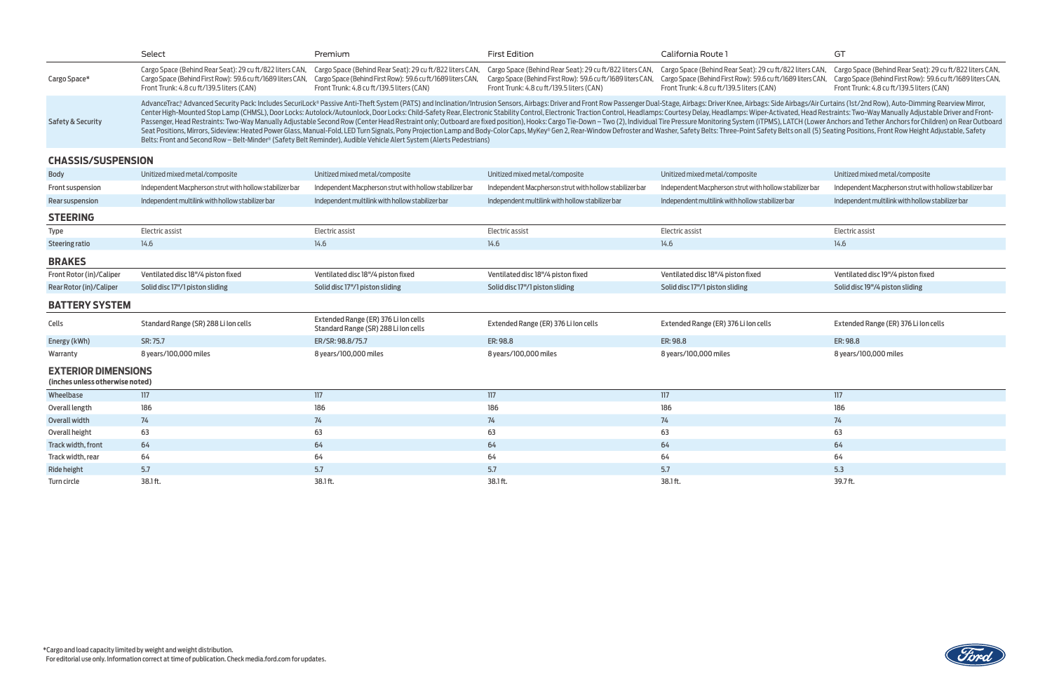| | Select | Premium | First Edition | California Route 1 | GT |
|---|---|---|---|---|---|
| Cargo Space* | Cargo Space (Behind Rear Seat): 29 cu ft/822 liters CAN, Cargo Space (Behind First Row): 59.6 cu ft/1689 liters CAN, Front Trunk: 4.8 cu ft/139.5 liters (CAN) | Cargo Space (Behind Rear Seat): 29 cu ft/822 liters CAN, Cargo Space (Behind First Row): 59.6 cu ft/1689 liters CAN, Front Trunk: 4.8 cu ft/139.5 liters (CAN) | Cargo Space (Behind Rear Seat): 29 cu ft/822 liters CAN, Cargo Space (Behind First Row): 59.6 cu ft/1689 liters CAN, Front Trunk: 4.8 cu ft/139.5 liters (CAN) | Cargo Space (Behind Rear Seat): 29 cu ft/822 liters CAN, Cargo Space (Behind First Row): 59.6 cu ft/1689 liters CAN, Front Trunk: 4.8 cu ft/139.5 liters (CAN) | Cargo Space (Behind Rear Seat): 29 cu ft/822 liters CAN, Cargo Space (Behind First Row): 59.6 cu ft/1689 liters CAN, Front Trunk: 4.8 cu ft/139.5 liters (CAN) |
| Safety & Security | AdvanceTrac® Advanced Security Pack: Includes SecuriLock® Passive Anti-Theft System (PATS) and Inclination/Intrusion Sensors, Airbags: Driver and Front Row Passenger Dual-Stage, Airbags: Driver Knee, Airbags: Side Airbags/Air Curtains (1st/2nd Row), Auto-Dimming Rearview Mirror, Center High-Mounted Stop Lamp (CHMSL), Door Locks: Autolock/Autounlock, Door Locks: Child-Safety Rear, Electronic Stability Control, Electronic Traction Control, Headlamps: Courtesy Delay, Headlamps: Wiper-Activated, Head Restraints: Two-Way Manually Adjustable Driver and Front-Passenger, Head Restraints: Two-Way Manually Adjustable Second Row (Center Head Restraint only; Outboard are fixed position), Hooks: Cargo Tie-Down – Two (2), Individual Tire Pressure Monitoring System (iTPMS), LATCH (Lower Anchors and Tether Anchors for Children) on Rear Outboard Seat Positions, Mirrors, Sideview: Heated Power Glass, Manual-Fold, LED Turn Signals, Pony Projection Lamp and Body-Color Caps, MyKey® Gen 2, Rear-Window Defroster and Washer, Safety Belts: Three-Point Safety Belts on all (5) Seating Positions, Front Row Height Adjustable, Safety Belts: Front and Second Row – Belt-Minder® (Safety Belt Reminder), Audible Vehicle Alert System (Alerts Pedestrians) | | | | |

## CHASSIS/SUSPENSION

| | Select | Premium | First Edition | California Route 1 | GT |
|---|---|---|---|---|---|
| Body | Unitized mixed metal/composite | Unitized mixed metal/composite | Unitized mixed metal/composite | Unitized mixed metal/composite | Unitized mixed metal/composite |
| Front suspension | Independent Macpherson strut with hollow stabilizer bar | Independent Macpherson strut with hollow stabilizer bar | Independent Macpherson strut with hollow stabilizer bar | Independent Macpherson strut with hollow stabilizer bar | Independent Macpherson strut with hollow stabilizer bar |
| Rear suspension | Independent multilink with hollow stabilizer bar | Independent multilink with hollow stabilizer bar | Independent multilink with hollow stabilizer bar | Independent multilink with hollow stabilizer bar | Independent multilink with hollow stabilizer bar |

## STEERING

| | Select | Premium | First Edition | California Route 1 | GT |
|---|---|---|---|---|---|
| Type | Electric assist | Electric assist | Electric assist | Electric assist | Electric assist |
| Steering ratio | 14.6 | 14.6 | 14.6 | 14.6 | 14.6 |

## BRAKES

| | Select | Premium | First Edition | California Route 1 | GT |
|---|---|---|---|---|---|
| Front Rotor (in)/Caliper | Ventilated disc 18"/4 piston fixed | Ventilated disc 18"/4 piston fixed | Ventilated disc 18"/4 piston fixed | Ventilated disc 18"/4 piston fixed | Ventilated disc 19"/4 piston fixed |
| Rear Rotor (in)/Caliper | Solid disc 17"/1 piston sliding | Solid disc 17"/1 piston sliding | Solid disc 17"/1 piston sliding | Solid disc 17"/1 piston sliding | Solid disc 19"/4 piston sliding |

## BATTERY SYSTEM

| | Select | Premium | First Edition | California Route 1 | GT |
|---|---|---|---|---|---|
| Cells | Standard Range (SR) 288 Li Ion cells | Extended Range (ER) 376 Li Ion cells Standard Range (SR) 288 Li Ion cells | Extended Range (ER) 376 Li Ion cells | Extended Range (ER) 376 Li Ion cells | Extended Range (ER) 376 Li Ion cells |
| Energy (kWh) | SR: 75.7 | ER/SR: 98.8/75.7 | ER: 98.8 | ER: 98.8 | ER: 98.8 |
| Warranty | 8 years/100,000 miles | 8 years/100,000 miles | 8 years/100,000 miles | 8 years/100,000 miles | 8 years/100,000 miles |

## EXTERIOR DIMENSIONS
**(inches unless otherwise noted)**

| | Select | Premium | First Edition | California Route 1 | GT |
|---|---|---|---|---|---|
| Wheelbase | 117 | 117 | 117 | 117 | 117 |
| Overall length | 186 | 186 | 186 | 186 | 186 |
| Overall width | 74 | 74 | 74 | 74 | 74 |
| Overall height | 63 | 63 | 63 | 63 | 63 |
| Track width, front | 64 | 64 | 64 | 64 | 64 |
| Track width, rear | 64 | 64 | 64 | 64 | 64 |
| Ride height | 5.7 | 5.7 | 5.7 | 5.7 | 5.3 |
| Turn circle | 38.1 ft. | 38.1 ft. | 38.1 ft. | 38.1 ft. | 39.7 ft. |

*Cargo and load capacity limited by weight and weight distribution.
For editorial use only. Information correct at time of publication. Check media.ford.com for updates.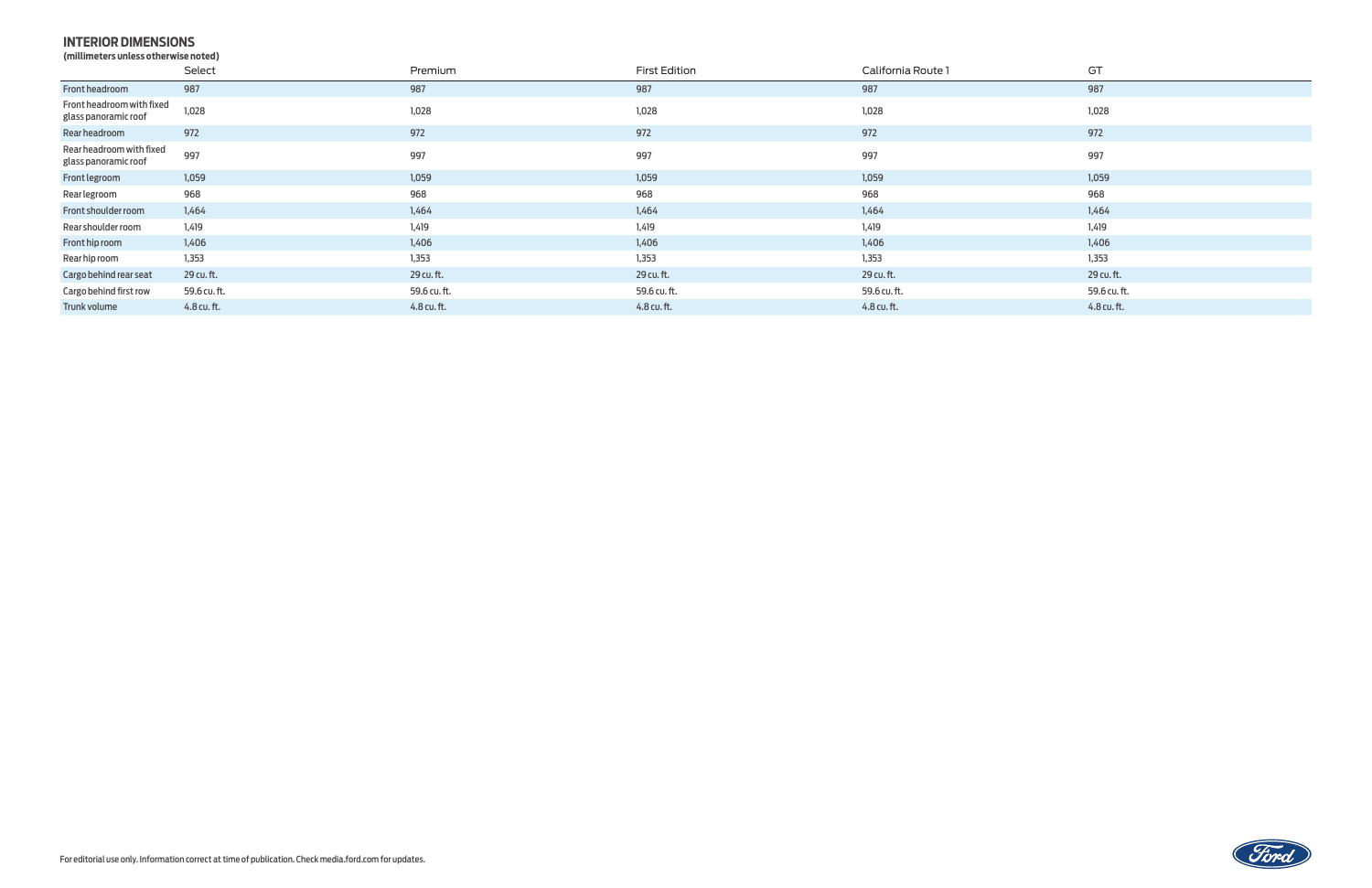## INTERIOR DIMENSIONS

**(millimeters unless otherwise noted)**

| | Select | Premium | First Edition | California Route 1 | GT |
|---|---|---|---|---|---|
| Front headroom | 987 | 987 | 987 | 987 | 987 |
| Front headroom with fixed glass panoramic roof | 1,028 | 1,028 | 1,028 | 1,028 | 1,028 |
| Rear headroom | 972 | 972 | 972 | 972 | 972 |
| Rear headroom with fixed glass panoramic roof | 997 | 997 | 997 | 997 | 997 |
| Front legroom | 1,059 | 1,059 | 1,059 | 1,059 | 1,059 |
| Rear legroom | 968 | 968 | 968 | 968 | 968 |
| Front shoulder room | 1,464 | 1,464 | 1,464 | 1,464 | 1,464 |
| Rear shoulder room | 1,419 | 1,419 | 1,419 | 1,419 | 1,419 |
| Front hip room | 1,406 | 1,406 | 1,406 | 1,406 | 1,406 |
| Rear hip room | 1,353 | 1,353 | 1,353 | 1,353 | 1,353 |
| Cargo behind rear seat | 29 cu. ft. | 29 cu. ft. | 29 cu. ft. | 29 cu. ft. | 29 cu. ft. |
| Cargo behind first row | 59.6 cu. ft. | 59.6 cu. ft. | 59.6 cu. ft. | 59.6 cu. ft. | 59.6 cu. ft. |
| Trunk volume | 4.8 cu. ft. | 4.8 cu. ft. | 4.8 cu. ft. | 4.8 cu. ft. | 4.8 cu. ft. |

For editorial use only. Information correct at time of publication. Check media.ford.com for updates.